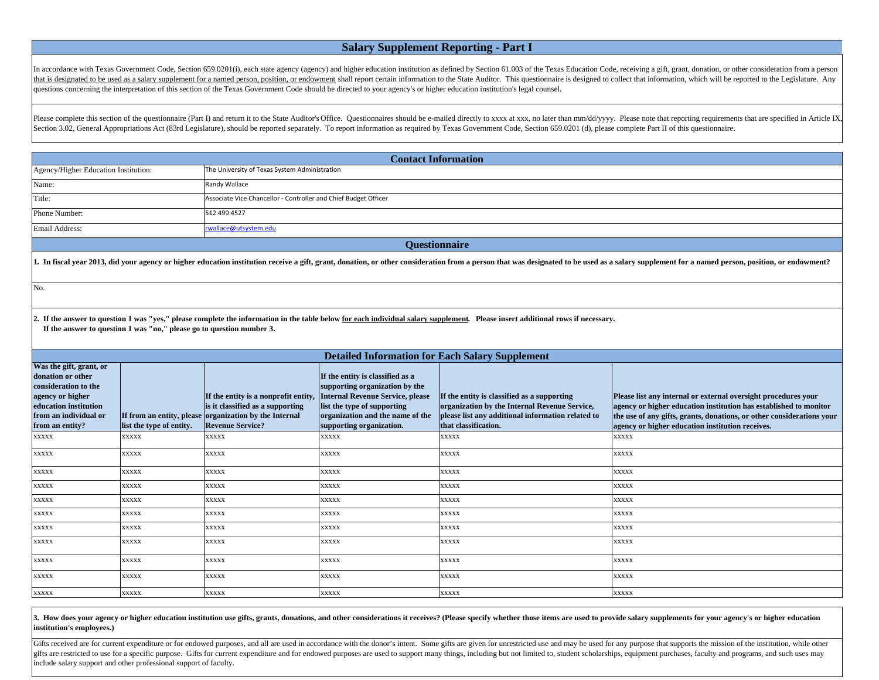# Salary Supplement Reporting - Part I

In accordance with Texas Government Code, Section 659.0201(i), each state agency (agency) and higher education institution as defined by Section 61.003 of the Texas Education Code, receiving a gift, grant, donation, or other consideration from a person that is designated to be used as a salary supplement for a named person, position, or endowment shall report certain information to the State Auditor. This questionnaire is designed to collect that information, which will be reported to the Legislature. Any questions concerning the interpretation of this section of the Texas Government Code should be directed to your agency's or higher education institution's legal counsel.

Please complete this section of the questionnaire (Part I) and return it to the State Auditor's Office. Questionnaires should be e-mailed directly to xxxx at xxx, no later than mm/dd/yyyy. Please note that reporting requirements that are specified in Article IX, Section 3.02, General Appropriations Act (83rd Legislature), should be reported separately. To report information as required by Texas Government Code, Section 659.0201 (d), please complete Part II of this questionnaire.

## Contact Information

| | |
|---|---|
| Agency/Higher Education Institution: | The University of Texas System Administration |
| Name: | Randy Wallace |
| Title: | Associate Vice Chancellor - Controller and Chief Budget Officer |
| Phone Number: | 512.499.4527 |
| Email Address: | rwallace@utsystem.edu |

## Questionnaire

**1. In fiscal year 2013, did your agency or higher education institution receive a gift, grant, donation, or other consideration from a person that was designated to be used as a salary supplement for a named person, position, or endowment?**

No.

**2. If the answer to question 1 was "yes," please complete the information in the table below for each individual salary supplement. Please insert additional rows if necessary.**
**If the answer to question 1 was "no," please go to question number 3.**

## Detailed Information for Each Salary Supplement

| Was the gift, grant, or donation or other consideration to the agency or higher education institution from an individual or from an entity? | If from an entity, please list the type of entity. | If the entity is a nonprofit entity, is it classified as a supporting organization by the Internal Revenue Service? | If the entity is classified as a supporting organization by the Internal Revenue Service, please list the type of supporting organization and the name of the supporting organization. | If the entity is classified as a supporting organization by the Internal Revenue Service, please list any additional information related to that classification. | Please list any internal or external oversight procedures your agency or higher education institution has established to monitor the use of any gifts, grants, donations, or other considerations your agency or higher education institution receives. |
|---|---|---|---|---|---|
| xxxxx | xxxxx | xxxxx | xxxxx | xxxxx | xxxxx |
| xxxxx | xxxxx | xxxxx | xxxxx | xxxxx | xxxxx |
| xxxxx | xxxxx | xxxxx | xxxxx | xxxxx | xxxxx |
| xxxxx | xxxxx | xxxxx | xxxxx | xxxxx | xxxxx |
| xxxxx | xxxxx | xxxxx | xxxxx | xxxxx | xxxxx |
| xxxxx | xxxxx | xxxxx | xxxxx | xxxxx | xxxxx |
| xxxxx | xxxxx | xxxxx | xxxxx | xxxxx | xxxxx |
| xxxxx | xxxxx | xxxxx | xxxxx | xxxxx | xxxxx |
| xxxxx | xxxxx | xxxxx | xxxxx | xxxxx | xxxxx |
| xxxxx | xxxxx | xxxxx | xxxxx | xxxxx | xxxxx |
| xxxxx | xxxxx | xxxxx | xxxxx | xxxxx | xxxxx |

**3. How does your agency or higher education institution use gifts, grants, donations, and other considerations it receives? (Please specify whether those items are used to provide salary supplements for your agency's or higher education institution's employees.)**

Gifts received are for current expenditure or for endowed purposes, and all are used in accordance with the donor's intent. Some gifts are given for unrestricted use and may be used for any purpose that supports the mission of the institution, while other gifts are restricted to use for a specific purpose. Gifts for current expenditure and for endowed purposes are used to support many things, including but not limited to, student scholarships, equipment purchases, faculty and programs, and such uses may include salary support and other professional support of faculty.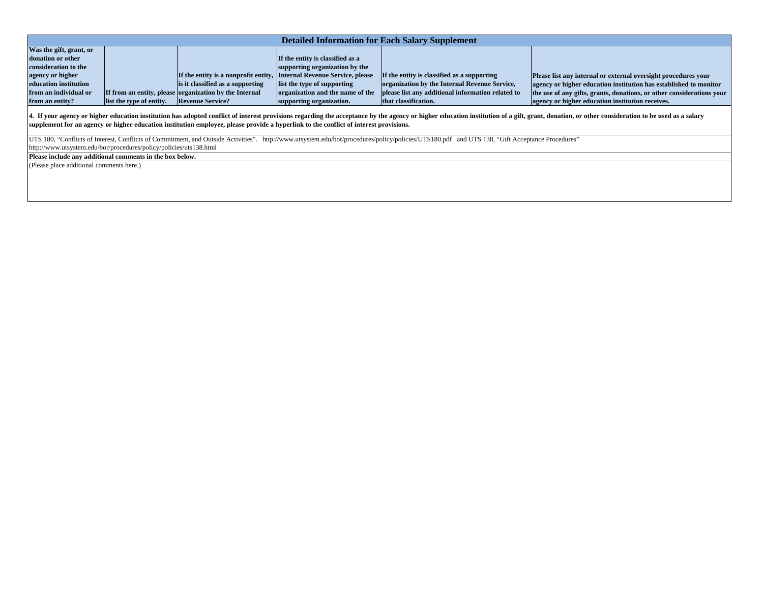| Detailed Information for Each Salary Supplement | | | | | |
|---|---|---|---|---|---|
| **Was the gift, grant, or donation or other consideration to the agency or higher education institution from an individual or from an entity?** | **If from an entity, please list the type of entity.** | **If the entity is a nonprofit entity, is it classified as a supporting organization by the Internal Revenue Service?** | **If the entity is classified as a supporting organization by the Internal Revenue Service, please list the type of supporting organization and the name of the supporting organization.** | **If the entity is classified as a supporting organization by the Internal Revenue Service, please list any additional information related to that classification.** | **Please list any internal or external oversight procedures your agency or higher education institution has established to monitor the use of any gifts, grants, donations, or other considerations your agency or higher education institution receives.** |

**4. If your agency or higher education institution has adopted conflict of interest provisions regarding the acceptance by the agency or higher education institution of a gift, grant, donation, or other consideration to be used as a salary supplement for an agency or higher education institution employee, please provide a hyperlink to the conflict of interest provisions.**

UTS 180, "Conflicts of Interest, Conflicts of Commitment, and Outside Activities". http://www.utsystem.edu/bor/procedures/policy/policies/UTS180.pdf and UTS 138, "Gift Acceptance Procedures" http://www.utsystem.edu/bor/procedures/policy/policies/uts138.html

**Please include any additional comments in the box below.**

(Please place additional comments here.)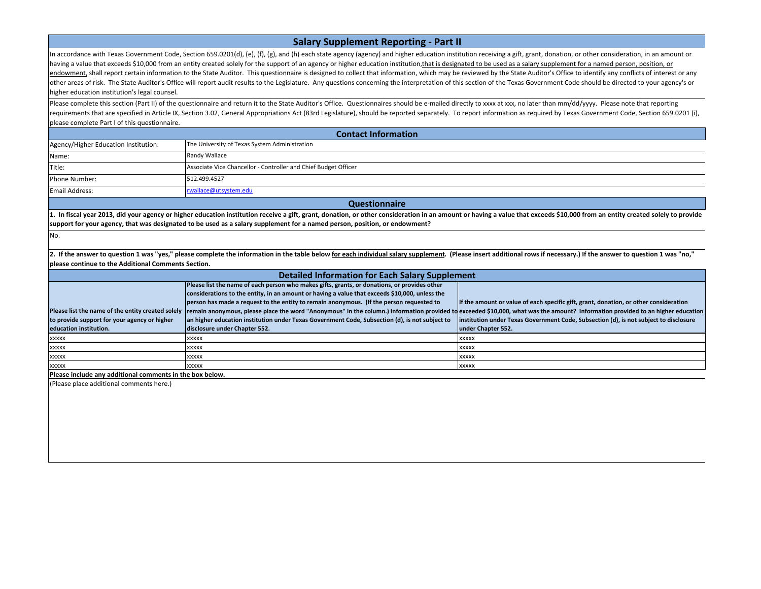# Salary Supplement Reporting - Part II

In accordance with Texas Government Code, Section 659.0201(d), (e), (f), (g), and (h) each state agency (agency) and higher education institution receiving a gift, grant, donation, or other consideration, in an amount or having a value that exceeds $10,000 from an entity created solely for the support of an agency or higher education institution, that is designated to be used as a salary supplement for a named person, position, or endowment, shall report certain information to the State Auditor. This questionnaire is designed to collect that information, which may be reviewed by the State Auditor's Office to identify any conflicts of interest or any other areas of risk. The State Auditor's Office will report audit results to the Legislature. Any questions concerning the interpretation of this section of the Texas Government Code should be directed to your agency's or higher education institution's legal counsel.

Please complete this section (Part II) of the questionnaire and return it to the State Auditor's Office. Questionnaires should be e-mailed directly to xxxx at xxx, no later than mm/dd/yyyy. Please note that reporting requirements that are specified in Article IX, Section 3.02, General Appropriations Act (83rd Legislature), should be reported separately. To report information as required by Texas Government Code, Section 659.0201 (i), please complete Part I of this questionnaire.

## Contact Information

| | |
|---|---|
| Agency/Higher Education Institution: | The University of Texas System Administration |
| Name: | Randy Wallace |
| Title: | Associate Vice Chancellor - Controller and Chief Budget Officer |
| Phone Number: | 512.499.4527 |
| Email Address: | rwallace@utsystem.edu |

## Questionnaire

**1. In fiscal year 2013, did your agency or higher education institution receive a gift, grant, donation, or other consideration in an amount or having a value that exceeds $10,000 from an entity created solely to provide support for your agency, that was designated to be used as a salary supplement for a named person, position, or endowment?**

No.

**2. If the answer to question 1 was "yes," please complete the information in the table below for each individual salary supplement. (Please insert additional rows if necessary.) If the answer to question 1 was "no," please continue to the Additional Comments Section.**

## Detailed Information for Each Salary Supplement

| Please list the name of the entity created solely to provide support for your agency or higher education institution. | Please list the name of each person who makes gifts, grants, or donations, or provides other considerations to the entity, in an amount or having a value that exceeds $10,000, unless the person has made a request to the entity to remain anonymous. (If the person requested to remain anonymous, please place the word "Anonymous" in the column.) Information provided to an higher education institution under Texas Government Code, Subsection (d), is not subject to disclosure under Chapter 552. | If the amount or value of each specific gift, grant, donation, or other consideration exceeded $10,000, what was the amount? Information provided to an higher education institution under Texas Government Code, Subsection (d), is not subject to disclosure under Chapter 552. |
|---|---|---|
| xxxxx | xxxxx | xxxxx |
| xxxxx | xxxxx | xxxxx |
| xxxxx | xxxxx | xxxxx |
| xxxxx | xxxxx | xxxxx |

**Please include any additional comments in the box below.**

(Please place additional comments here.)